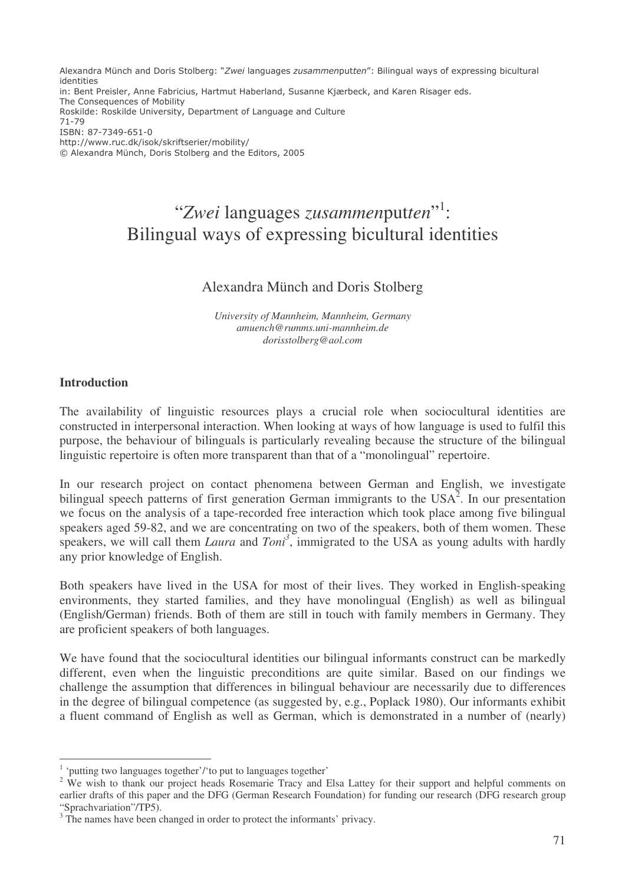Alexandra Münch and Doris Stolberg: "*Zwei* languages *zusammen*putten": Bilingual ways of expressing bicultural identities
in: Bent Preisler, Anne Fabricius, Hartmut Haberland, Susanne Kjærbeck, and Karen Risager eds.
The Consequences of Mobility
Roskilde: Roskilde University, Department of Language and Culture
71-79
ISBN: 87-7349-651-0
http://www.ruc.dk/isok/skriftserier/mobility/
© Alexandra Münch, Doris Stolberg and the Editors, 2005

# "*Zwei* languages *zusammen*put*ten*"[1]: Bilingual ways of expressing bicultural identities

Alexandra Münch and Doris Stolberg

*University of Mannheim, Mannheim, Germany*
*amuench@rumms.uni-mannheim.de*
*dorisstolberg@aol.com*

## Introduction

The availability of linguistic resources plays a crucial role when sociocultural identities are constructed in interpersonal interaction. When looking at ways of how language is used to fulfil this purpose, the behaviour of bilinguals is particularly revealing because the structure of the bilingual linguistic repertoire is often more transparent than that of a "monolingual" repertoire.

In our research project on contact phenomena between German and English, we investigate bilingual speech patterns of first generation German immigrants to the USA[2]. In our presentation we focus on the analysis of a tape-recorded free interaction which took place among five bilingual speakers aged 59-82, and we are concentrating on two of the speakers, both of them women. These speakers, we will call them *Laura* and *Toni*[3], immigrated to the USA as young adults with hardly any prior knowledge of English.

Both speakers have lived in the USA for most of their lives. They worked in English-speaking environments, they started families, and they have monolingual (English) as well as bilingual (English/German) friends. Both of them are still in touch with family members in Germany. They are proficient speakers of both languages.

We have found that the sociocultural identities our bilingual informants construct can be markedly different, even when the linguistic preconditions are quite similar. Based on our findings we challenge the assumption that differences in bilingual behaviour are necessarily due to differences in the degree of bilingual competence (as suggested by, e.g., Poplack 1980). Our informants exhibit a fluent command of English as well as German, which is demonstrated in a number of (nearly)

---

[1] 'putting two languages together'/'to put to languages together'

[2] We wish to thank our project heads Rosemarie Tracy and Elsa Lattey for their support and helpful comments on earlier drafts of this paper and the DFG (German Research Foundation) for funding our research (DFG research group "Sprachvariation"/TP5).

[3] The names have been changed in order to protect the informants' privacy.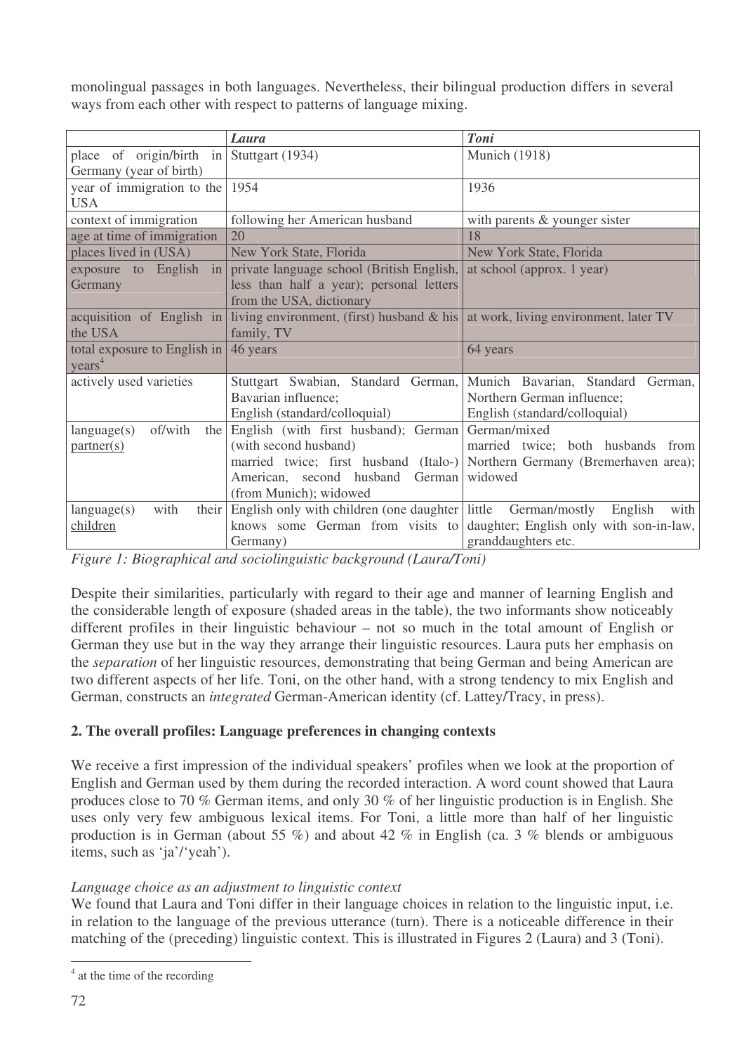monolingual passages in both languages. Nevertheless, their bilingual production differs in several ways from each other with respect to patterns of language mixing.

| | *Laura* | *Toni* |
|---|---|---|
| place of origin/birth in Germany (year of birth) | Stuttgart (1934) | Munich (1918) |
| year of immigration to the USA | 1954 | 1936 |
| context of immigration | following her American husband | with parents & younger sister |
| age at time of immigration | 20 | 18 |
| places lived in (USA) | New York State, Florida | New York State, Florida |
| exposure to English in Germany | private language school (British English, less than half a year); personal letters from the USA, dictionary | at school (approx. 1 year) |
| acquisition of English in the USA | living environment, (first) husband & his family, TV | at work, living environment, later TV |
| total exposure to English in years[4] | 46 years | 64 years |
| actively used varieties | Stuttgart Swabian, Standard German, Bavarian influence; English (standard/colloquial) | Munich Bavarian, Standard German, Northern German influence; English (standard/colloquial) |
| language(s) of/with the partner(s) | English (with first husband); German (with second husband) married twice; first husband (Italo-) American, second husband German (from Munich); widowed | German/mixed married twice; both husbands from Northern Germany (Bremerhaven area); widowed |
| language(s) with their children | English only with children (one daughter knows some German from visits to Germany) | little German/mostly English with daughter; English only with son-in-law, granddaughters etc. |

*Figure 1: Biographical and sociolinguistic background (Laura/Toni)*

Despite their similarities, particularly with regard to their age and manner of learning English and the considerable length of exposure (shaded areas in the table), the two informants show noticeably different profiles in their linguistic behaviour – not so much in the total amount of English or German they use but in the way they arrange their linguistic resources. Laura puts her emphasis on the *separation* of her linguistic resources, demonstrating that being German and being American are two different aspects of her life. Toni, on the other hand, with a strong tendency to mix English and German, constructs an *integrated* German-American identity (cf. Lattey/Tracy, in press).

## 2. The overall profiles: Language preferences in changing contexts

We receive a first impression of the individual speakers' profiles when we look at the proportion of English and German used by them during the recorded interaction. A word count showed that Laura produces close to 70 % German items, and only 30 % of her linguistic production is in English. She uses only very few ambiguous lexical items. For Toni, a little more than half of her linguistic production is in German (about 55 %) and about 42 % in English (ca. 3 % blends or ambiguous items, such as 'ja'/'yeah').

*Language choice as an adjustment to linguistic context*

We found that Laura and Toni differ in their language choices in relation to the linguistic input, i.e. in relation to the language of the previous utterance (turn). There is a noticeable difference in their matching of the (preceding) linguistic context. This is illustrated in Figures 2 (Laura) and 3 (Toni).

[4] at the time of the recording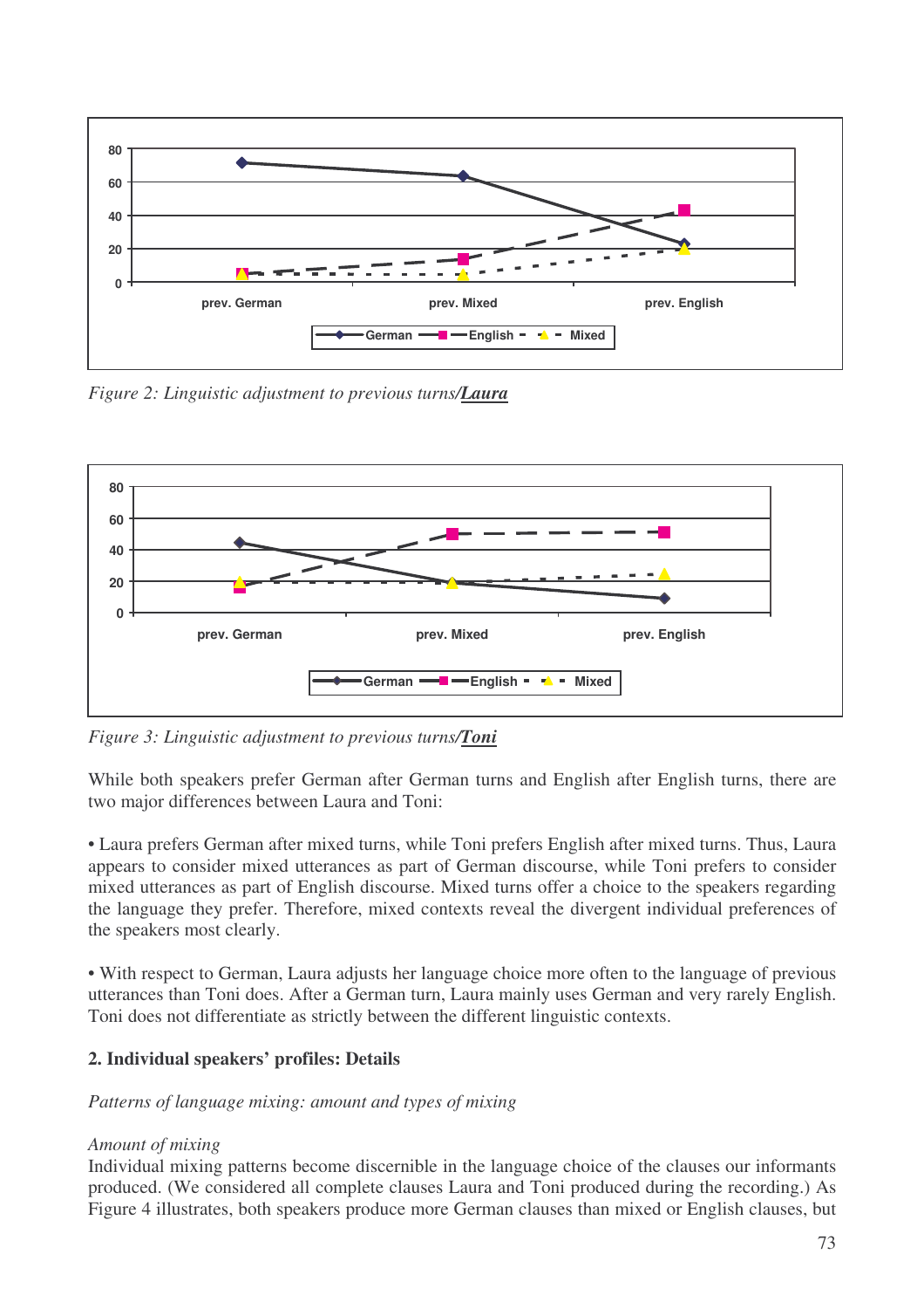*Figure 2: Linguistic adjustment to previous turns/**Laura***

*Figure 3: Linguistic adjustment to previous turns/**Toni***

While both speakers prefer German after German turns and English after English turns, there are two major differences between Laura and Toni:

• Laura prefers German after mixed turns, while Toni prefers English after mixed turns. Thus, Laura appears to consider mixed utterances as part of German discourse, while Toni prefers to consider mixed utterances as part of English discourse. Mixed turns offer a choice to the speakers regarding the language they prefer. Therefore, mixed contexts reveal the divergent individual preferences of the speakers most clearly.

• With respect to German, Laura adjusts her language choice more often to the language of previous utterances than Toni does. After a German turn, Laura mainly uses German and very rarely English. Toni does not differentiate as strictly between the different linguistic contexts.

## 2. Individual speakers' profiles: Details

*Patterns of language mixing: amount and types of mixing*

*Amount of mixing*

Individual mixing patterns become discernible in the language choice of the clauses our informants produced. (We considered all complete clauses Laura and Toni produced during the recording.) As Figure 4 illustrates, both speakers produce more German clauses than mixed or English clauses, but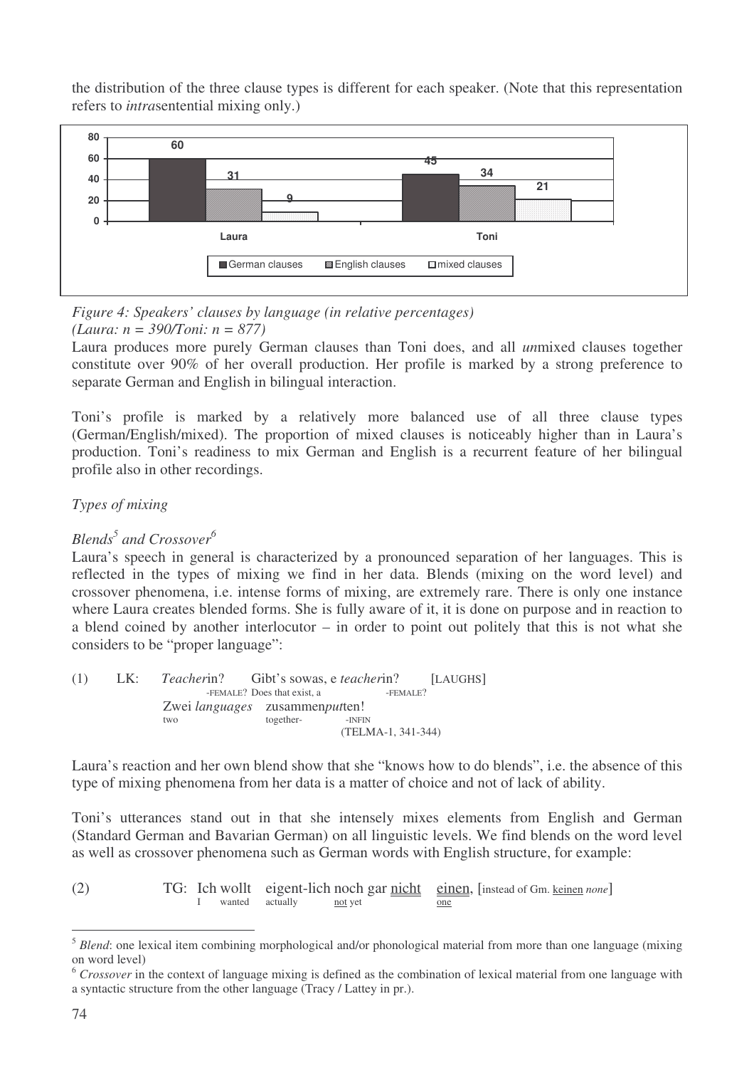the distribution of the three clause types is different for each speaker. (Note that this representation refers to *intra*sentential mixing only.)

| | German clauses | English clauses | mixed clauses |
|---|---|---|---|
| Laura | 60 | 31 | 9 |
| Toni | 45 | 34 | 21 |

*Figure 4: Speakers' clauses by language (in relative percentages)*
*(Laura: n = 390/Toni: n = 877)*

Laura produces more purely German clauses than Toni does, and all *un*mixed clauses together constitute over 90% of her overall production. Her profile is marked by a strong preference to separate German and English in bilingual interaction.

Toni's profile is marked by a relatively more balanced use of all three clause types (German/English/mixed). The proportion of mixed clauses is noticeably higher than in Laura's production. Toni's readiness to mix German and English is a recurrent feature of her bilingual profile also in other recordings.

*Types of mixing*

*Blends[5] and Crossover[6]*

Laura's speech in general is characterized by a pronounced separation of her languages. This is reflected in the types of mixing we find in her data. Blends (mixing on the word level) and crossover phenomena, i.e. intense forms of mixing, are extremely rare. There is only one instance where Laura creates blended forms. She is fully aware of it, it is done on purpose and in reaction to a blend coined by another interlocutor – in order to point out politely that this is not what she considers to be "proper language":

(1) LK: *Teacher*in? Gibt's sowas, e *teacher*in? [LAUGHS]
-FEMALE? Does that exist, a -FEMALE?
Zwei *languages* zusammen*put*ten!
two together- -INFIN
(TELMA-1, 341-344)

Laura's reaction and her own blend show that she "knows how to do blends", i.e. the absence of this type of mixing phenomena from her data is a matter of choice and not of lack of ability.

Toni's utterances stand out in that she intensely mixes elements from English and German (Standard German and Bavarian German) on all linguistic levels. We find blends on the word level as well as crossover phenomena such as German words with English structure, for example:

(2) TG: Ich wollt eigent-lich noch gar nicht einen, [instead of Gm. keinen *none*]
I wanted actually not yet one

---

[5] *Blend*: one lexical item combining morphological and/or phonological material from more than one language (mixing on word level)

[6] *Crossover* in the context of language mixing is defined as the combination of lexical material from one language with a syntactic structure from the other language (Tracy / Lattey in pr.).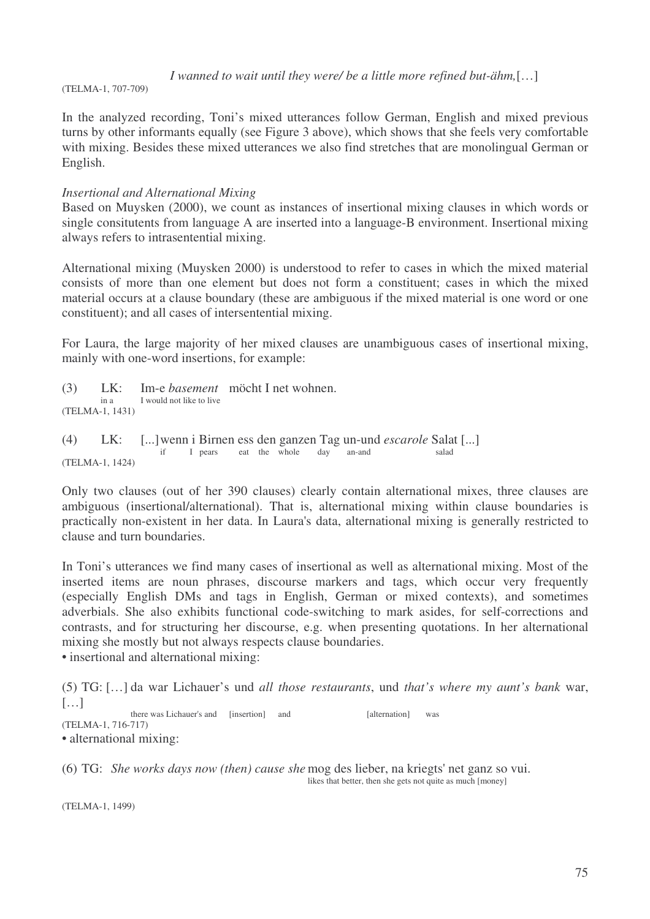*I wanned to wait until they were/ be a little more refined but-ähm,*[…]

(TELMA-1, 707-709)

In the analyzed recording, Toni's mixed utterances follow German, English and mixed previous turns by other informants equally (see Figure 3 above), which shows that she feels very comfortable with mixing. Besides these mixed utterances we also find stretches that are monolingual German or English.

*Insertional and Alternational Mixing*

Based on Muysken (2000), we count as instances of insertional mixing clauses in which words or single consitutents from language A are inserted into a language-B environment. Insertional mixing always refers to intrasentential mixing.

Alternational mixing (Muysken 2000) is understood to refer to cases in which the mixed material consists of more than one element but does not form a constituent; cases in which the mixed material occurs at a clause boundary (these are ambiguous if the mixed material is one word or one constituent); and all cases of intersentential mixing.

For Laura, the large majority of her mixed clauses are unambiguous cases of insertional mixing, mainly with one-word insertions, for example:

(3) LK: Im-e *basement* möcht I net wohnen.
in a I would not like to live
(TELMA-1, 1431)

(4) LK: [...] wenn i Birnen ess den ganzen Tag un-und *escarole* Salat [...]
if I pears eat the whole day an-and salad
(TELMA-1, 1424)

Only two clauses (out of her 390 clauses) clearly contain alternational mixes, three clauses are ambiguous (insertional/alternational). That is, alternational mixing within clause boundaries is practically non-existent in her data. In Laura's data, alternational mixing is generally restricted to clause and turn boundaries.

In Toni's utterances we find many cases of insertional as well as alternational mixing. Most of the inserted items are noun phrases, discourse markers and tags, which occur very frequently (especially English DMs and tags in English, German or mixed contexts), and sometimes adverbials. She also exhibits functional code-switching to mark asides, for self-corrections and contrasts, and for structuring her discourse, e.g. when presenting quotations. In her alternational mixing she mostly but not always respects clause boundaries.

• insertional and alternational mixing:

(5) TG: […] da war Lichauer's und *all those restaurants*, und *that's where my aunt's bank* war, […]
there was Lichauer's and [insertion] and [alternation] was
(TELMA-1, 716-717)

• alternational mixing:

(6) TG: *She works days now (then) cause she* mog des lieber, na kriegts' net ganz so vui.
likes that better, then she gets not quite as much [money]

(TELMA-1, 1499)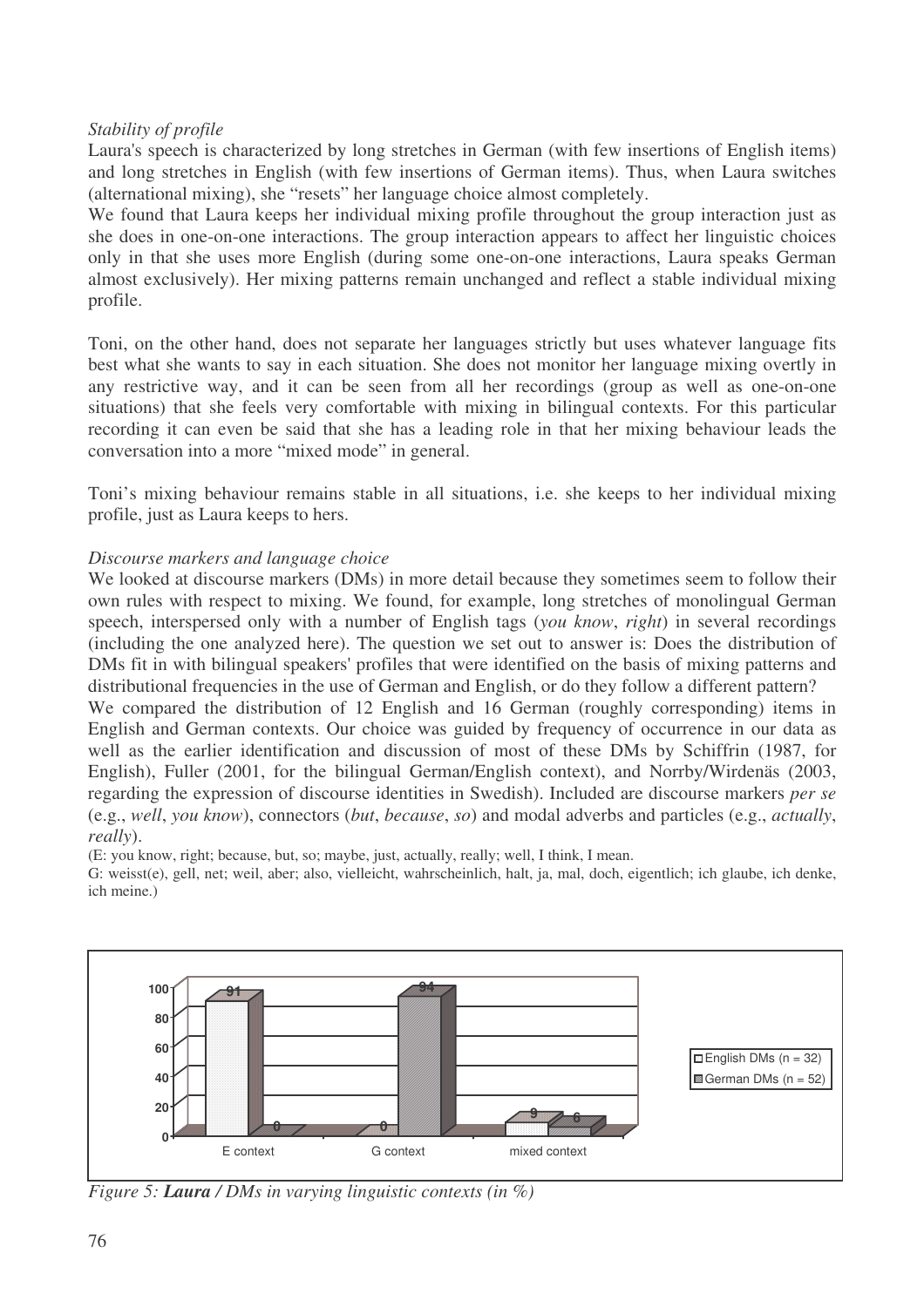*Stability of profile*

Laura's speech is characterized by long stretches in German (with few insertions of English items) and long stretches in English (with few insertions of German items). Thus, when Laura switches (alternational mixing), she "resets" her language choice almost completely.

We found that Laura keeps her individual mixing profile throughout the group interaction just as she does in one-on-one interactions. The group interaction appears to affect her linguistic choices only in that she uses more English (during some one-on-one interactions, Laura speaks German almost exclusively). Her mixing patterns remain unchanged and reflect a stable individual mixing profile.

Toni, on the other hand, does not separate her languages strictly but uses whatever language fits best what she wants to say in each situation. She does not monitor her language mixing overtly in any restrictive way, and it can be seen from all her recordings (group as well as one-on-one situations) that she feels very comfortable with mixing in bilingual contexts. For this particular recording it can even be said that she has a leading role in that her mixing behaviour leads the conversation into a more "mixed mode" in general.

Toni's mixing behaviour remains stable in all situations, i.e. she keeps to her individual mixing profile, just as Laura keeps to hers.

*Discourse markers and language choice*

We looked at discourse markers (DMs) in more detail because they sometimes seem to follow their own rules with respect to mixing. We found, for example, long stretches of monolingual German speech, interspersed only with a number of English tags (*you know*, *right*) in several recordings (including the one analyzed here). The question we set out to answer is: Does the distribution of DMs fit in with bilingual speakers' profiles that were identified on the basis of mixing patterns and distributional frequencies in the use of German and English, or do they follow a different pattern?

We compared the distribution of 12 English and 16 German (roughly corresponding) items in English and German contexts. Our choice was guided by frequency of occurrence in our data as well as the earlier identification and discussion of most of these DMs by Schiffrin (1987, for English), Fuller (2001, for the bilingual German/English context), and Norrby/Wirdenäs (2003, regarding the expression of discourse identities in Swedish). Included are discourse markers *per se* (e.g., *well*, *you know*), connectors (*but*, *because*, *so*) and modal adverbs and particles (e.g., *actually*, *really*).

(E: you know, right; because, but, so; maybe, just, actually, really; well, I think, I mean.
G: weisst(e), gell, net; weil, aber; also, vielleicht, wahrscheinlich, halt, ja, mal, doch, eigentlich; ich glaube, ich denke, ich meine.)

| | E context | G context | mixed context |
|---|---|---|---|
| English DMs (n = 32) | 91 | 0 | 9 |
| German DMs (n = 52) | 0 | 94 | 6 |

*Figure 5: **Laura** / DMs in varying linguistic contexts (in %)*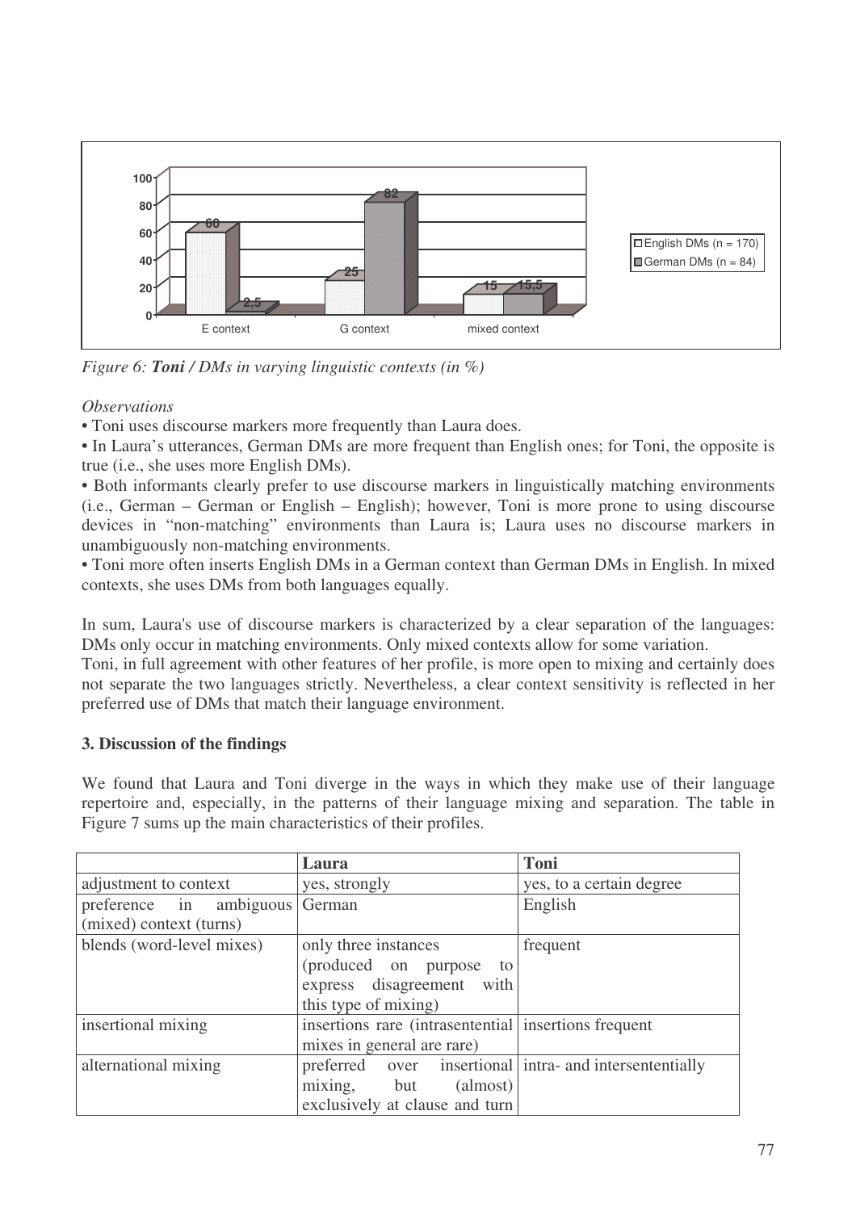*Figure 6: **Toni** / DMs in varying linguistic contexts (in %)*

*Observations*

• Toni uses discourse markers more frequently than Laura does.

• In Laura's utterances, German DMs are more frequent than English ones; for Toni, the opposite is true (i.e., she uses more English DMs).

• Both informants clearly prefer to use discourse markers in linguistically matching environments (i.e., German – German or English – English); however, Toni is more prone to using discourse devices in "non-matching" environments than Laura is; Laura uses no discourse markers in unambiguously non-matching environments.

• Toni more often inserts English DMs in a German context than German DMs in English. In mixed contexts, she uses DMs from both languages equally.

In sum, Laura's use of discourse markers is characterized by a clear separation of the languages: DMs only occur in matching environments. Only mixed contexts allow for some variation.

Toni, in full agreement with other features of her profile, is more open to mixing and certainly does not separate the two languages strictly. Nevertheless, a clear context sensitivity is reflected in her preferred use of DMs that match their language environment.

### 3. Discussion of the findings

We found that Laura and Toni diverge in the ways in which they make use of their language repertoire and, especially, in the patterns of their language mixing and separation. The table in Figure 7 sums up the main characteristics of their profiles.

| | Laura | Toni |
|---|---|---|
| adjustment to context | yes, strongly | yes, to a certain degree |
| preference in ambiguous (mixed) context (turns) | German | English |
| blends (word-level mixes) | only three instances (produced on purpose to express disagreement with this type of mixing) | frequent |
| insertional mixing | insertions rare (intrasentential mixes in general are rare) | insertions frequent |
| alternational mixing | preferred over insertional mixing, but (almost) exclusively at clause and turn | intra- and intersententially |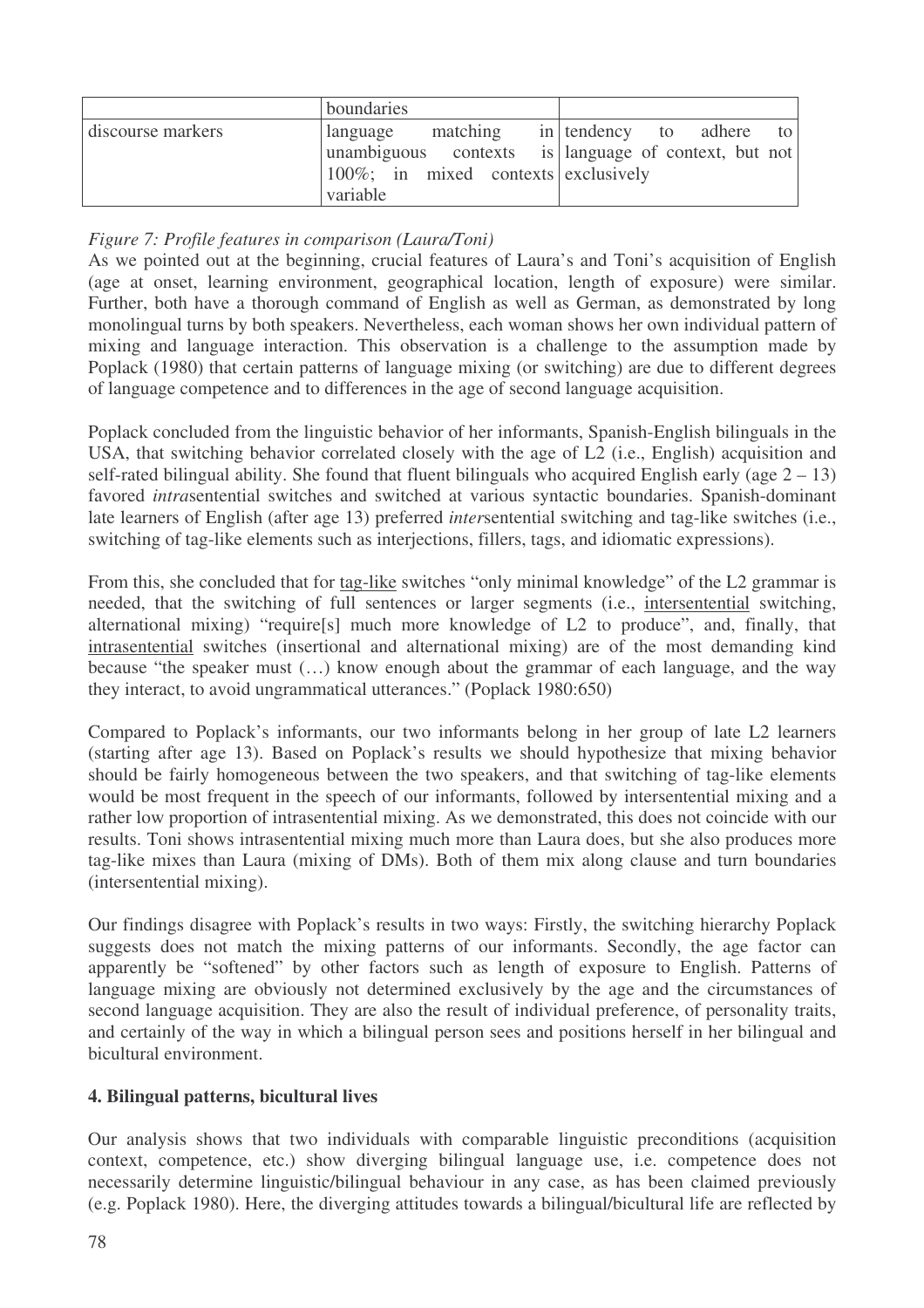| | boundaries | |
|---|---|---|
| discourse markers | language matching in unambiguous contexts is 100%; in mixed contexts variable | tendency to adhere to language of context, but not exclusively |

*Figure 7: Profile features in comparison (Laura/Toni)*

As we pointed out at the beginning, crucial features of Laura's and Toni's acquisition of English (age at onset, learning environment, geographical location, length of exposure) were similar. Further, both have a thorough command of English as well as German, as demonstrated by long monolingual turns by both speakers. Nevertheless, each woman shows her own individual pattern of mixing and language interaction. This observation is a challenge to the assumption made by Poplack (1980) that certain patterns of language mixing (or switching) are due to different degrees of language competence and to differences in the age of second language acquisition.

Poplack concluded from the linguistic behavior of her informants, Spanish-English bilinguals in the USA, that switching behavior correlated closely with the age of L2 (i.e., English) acquisition and self-rated bilingual ability. She found that fluent bilinguals who acquired English early (age 2 – 13) favored *intra*sentential switches and switched at various syntactic boundaries. Spanish-dominant late learners of English (after age 13) preferred *inter*sentential switching and tag-like switches (i.e., switching of tag-like elements such as interjections, fillers, tags, and idiomatic expressions).

From this, she concluded that for tag-like switches "only minimal knowledge" of the L2 grammar is needed, that the switching of full sentences or larger segments (i.e., intersentential switching, alternational mixing) "require[s] much more knowledge of L2 to produce", and, finally, that intrasentential switches (insertional and alternational mixing) are of the most demanding kind because "the speaker must (…) know enough about the grammar of each language, and the way they interact, to avoid ungrammatical utterances." (Poplack 1980:650)

Compared to Poplack's informants, our two informants belong in her group of late L2 learners (starting after age 13). Based on Poplack's results we should hypothesize that mixing behavior should be fairly homogeneous between the two speakers, and that switching of tag-like elements would be most frequent in the speech of our informants, followed by intersentential mixing and a rather low proportion of intrasentential mixing. As we demonstrated, this does not coincide with our results. Toni shows intrasentential mixing much more than Laura does, but she also produces more tag-like mixes than Laura (mixing of DMs). Both of them mix along clause and turn boundaries (intersentential mixing).

Our findings disagree with Poplack's results in two ways: Firstly, the switching hierarchy Poplack suggests does not match the mixing patterns of our informants. Secondly, the age factor can apparently be "softened" by other factors such as length of exposure to English. Patterns of language mixing are obviously not determined exclusively by the age and the circumstances of second language acquisition. They are also the result of individual preference, of personality traits, and certainly of the way in which a bilingual person sees and positions herself in her bilingual and bicultural environment.

## 4. Bilingual patterns, bicultural lives

Our analysis shows that two individuals with comparable linguistic preconditions (acquisition context, competence, etc.) show diverging bilingual language use, i.e. competence does not necessarily determine linguistic/bilingual behaviour in any case, as has been claimed previously (e.g. Poplack 1980). Here, the diverging attitudes towards a bilingual/bicultural life are reflected by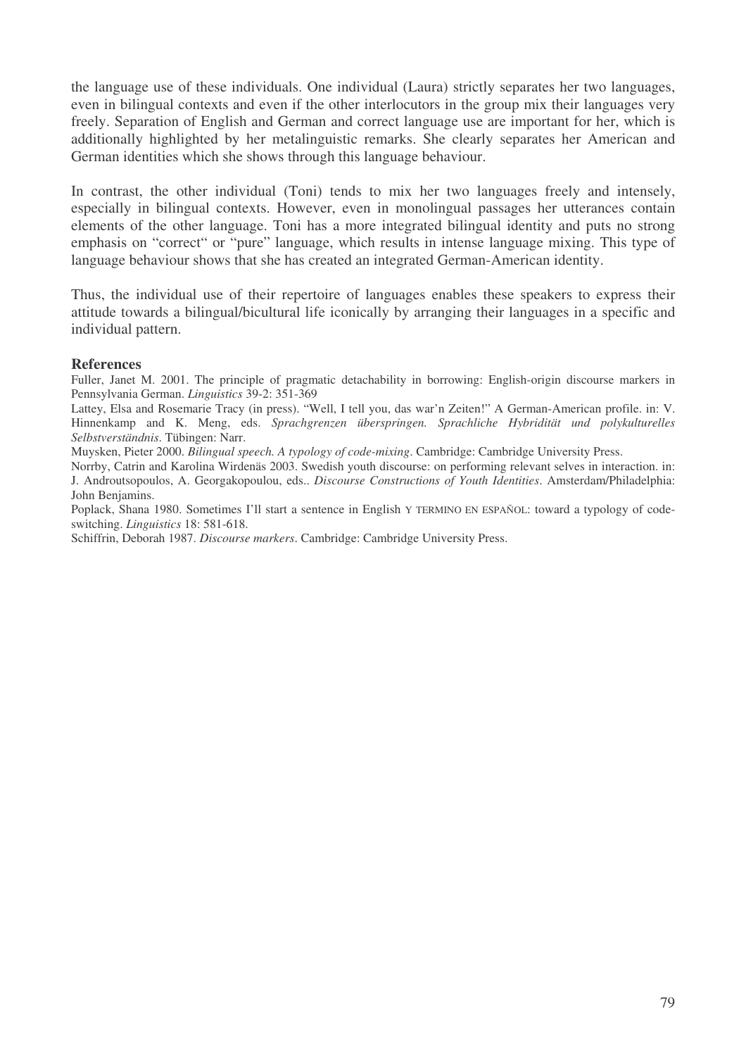the language use of these individuals. One individual (Laura) strictly separates her two languages, even in bilingual contexts and even if the other interlocutors in the group mix their languages very freely. Separation of English and German and correct language use are important for her, which is additionally highlighted by her metalinguistic remarks. She clearly separates her American and German identities which she shows through this language behaviour.

In contrast, the other individual (Toni) tends to mix her two languages freely and intensely, especially in bilingual contexts. However, even in monolingual passages her utterances contain elements of the other language. Toni has a more integrated bilingual identity and puts no strong emphasis on "correct" or "pure" language, which results in intense language mixing. This type of language behaviour shows that she has created an integrated German-American identity.

Thus, the individual use of their repertoire of languages enables these speakers to express their attitude towards a bilingual/bicultural life iconically by arranging their languages in a specific and individual pattern.

## References

Fuller, Janet M. 2001. The principle of pragmatic detachability in borrowing: English-origin discourse markers in Pennsylvania German. *Linguistics* 39-2: 351-369

Lattey, Elsa and Rosemarie Tracy (in press). "Well, I tell you, das war'n Zeiten!" A German-American profile. in: V. Hinnenkamp and K. Meng, eds. *Sprachgrenzen überspringen. Sprachliche Hybridität und polykulturelles Selbstverständnis*. Tübingen: Narr.

Muysken, Pieter 2000. *Bilingual speech. A typology of code-mixing*. Cambridge: Cambridge University Press.

Norrby, Catrin and Karolina Wirdenäs 2003. Swedish youth discourse: on performing relevant selves in interaction. in: J. Androutsopoulos, A. Georgakopoulou, eds.. *Discourse Constructions of Youth Identities*. Amsterdam/Philadelphia: John Benjamins.

Poplack, Shana 1980. Sometimes I'll start a sentence in English Y TERMINO EN ESPAÑOL: toward a typology of code-switching. *Linguistics* 18: 581-618.

Schiffrin, Deborah 1987. *Discourse markers*. Cambridge: Cambridge University Press.